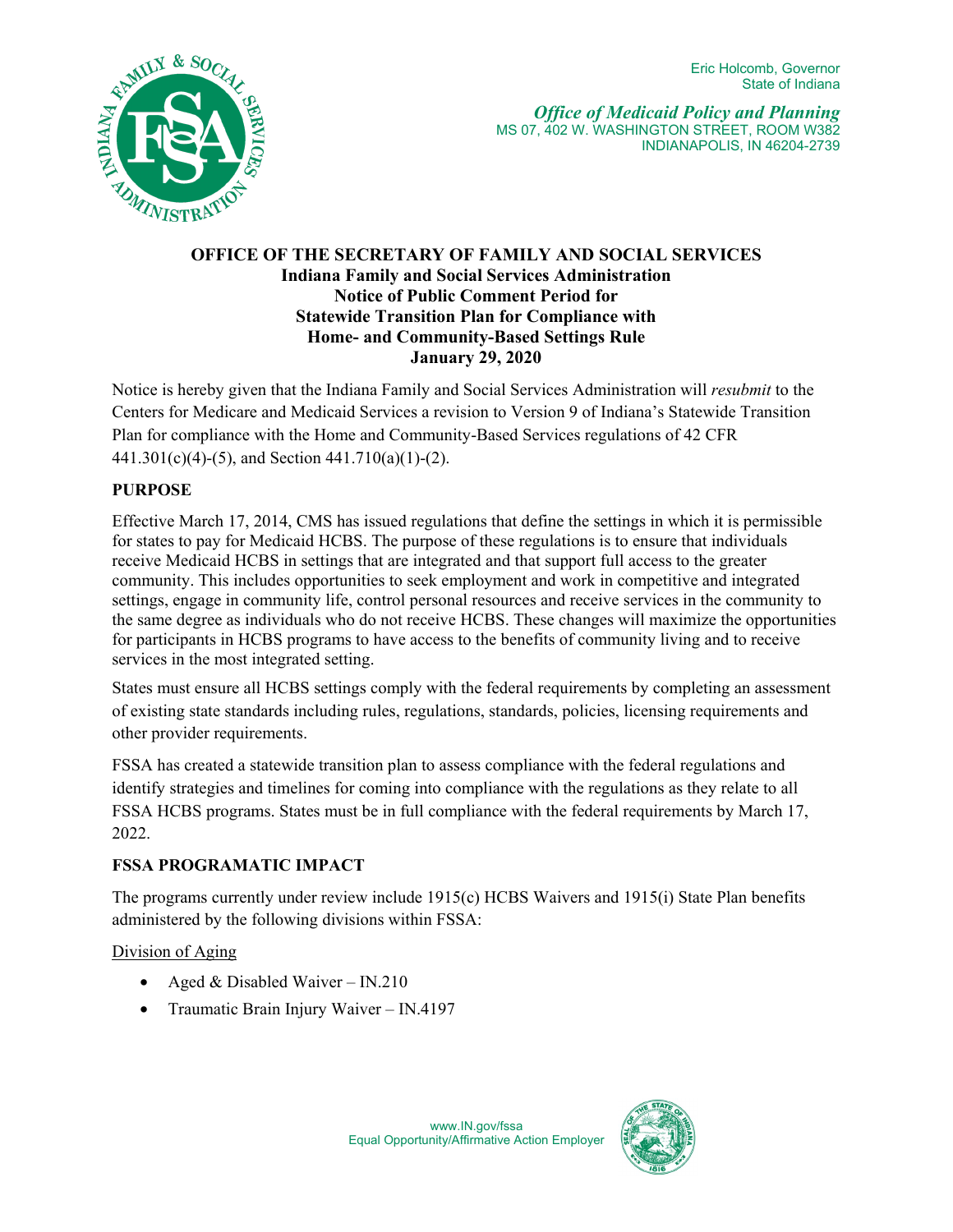Eric Holcomb, Governor
State of Indiana

*Office of Medicaid Policy and Planning*
MS 07, 402 W. WASHINGTON STREET, ROOM W382
INDIANAPOLIS, IN 46204-2739

**OFFICE OF THE SECRETARY OF FAMILY AND SOCIAL SERVICES**
**Indiana Family and Social Services Administration**
**Notice of Public Comment Period for**
**Statewide Transition Plan for Compliance with**
**Home- and Community-Based Settings Rule**
**January 29, 2020**

Notice is hereby given that the Indiana Family and Social Services Administration will *resubmit* to the Centers for Medicare and Medicaid Services a revision to Version 9 of Indiana's Statewide Transition Plan for compliance with the Home and Community-Based Services regulations of 42 CFR 441.301(c)(4)-(5), and Section 441.710(a)(1)-(2).

## PURPOSE

Effective March 17, 2014, CMS has issued regulations that define the settings in which it is permissible for states to pay for Medicaid HCBS. The purpose of these regulations is to ensure that individuals receive Medicaid HCBS in settings that are integrated and that support full access to the greater community. This includes opportunities to seek employment and work in competitive and integrated settings, engage in community life, control personal resources and receive services in the community to the same degree as individuals who do not receive HCBS. These changes will maximize the opportunities for participants in HCBS programs to have access to the benefits of community living and to receive services in the most integrated setting.

States must ensure all HCBS settings comply with the federal requirements by completing an assessment of existing state standards including rules, regulations, standards, policies, licensing requirements and other provider requirements.

FSSA has created a statewide transition plan to assess compliance with the federal regulations and identify strategies and timelines for coming into compliance with the regulations as they relate to all FSSA HCBS programs. States must be in full compliance with the federal requirements by March 17, 2022.

## FSSA PROGRAMATIC IMPACT

The programs currently under review include 1915(c) HCBS Waivers and 1915(i) State Plan benefits administered by the following divisions within FSSA:

Division of Aging

- Aged & Disabled Waiver – IN.210
- Traumatic Brain Injury Waiver – IN.4197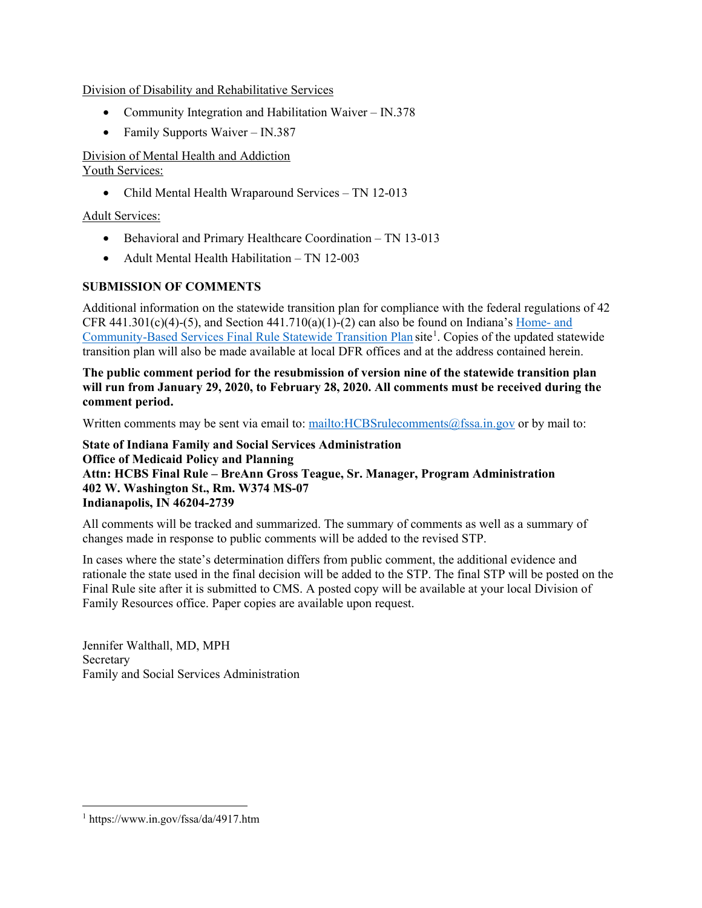Division of Disability and Rehabilitative Services

- Community Integration and Habilitation Waiver – IN.378
- Family Supports Waiver – IN.387

Division of Mental Health and Addiction
Youth Services:

- Child Mental Health Wraparound Services – TN 12-013

Adult Services:

- Behavioral and Primary Healthcare Coordination – TN 13-013
- Adult Mental Health Habilitation – TN 12-003

**SUBMISSION OF COMMENTS**

Additional information on the statewide transition plan for compliance with the federal regulations of 42 CFR 441.301(c)(4)-(5), and Section 441.710(a)(1)-(2) can also be found on Indiana's Home- and Community-Based Services Final Rule Statewide Transition Plan site[1]. Copies of the updated statewide transition plan will also be made available at local DFR offices and at the address contained herein.

**The public comment period for the resubmission of version nine of the statewide transition plan will run from January 29, 2020, to February 28, 2020. All comments must be received during the comment period.**

Written comments may be sent via email to: mailto:HCBSrulecomments@fssa.in.gov or by mail to:

**State of Indiana Family and Social Services Administration**
**Office of Medicaid Policy and Planning**
**Attn: HCBS Final Rule – BreAnn Gross Teague, Sr. Manager, Program Administration**
**402 W. Washington St., Rm. W374 MS-07**
**Indianapolis, IN 46204-2739**

All comments will be tracked and summarized. The summary of comments as well as a summary of changes made in response to public comments will be added to the revised STP.

In cases where the state's determination differs from public comment, the additional evidence and rationale the state used in the final decision will be added to the STP. The final STP will be posted on the Final Rule site after it is submitted to CMS. A posted copy will be available at your local Division of Family Resources office. Paper copies are available upon request.

Jennifer Walthall, MD, MPH
Secretary
Family and Social Services Administration

[1] https://www.in.gov/fssa/da/4917.htm